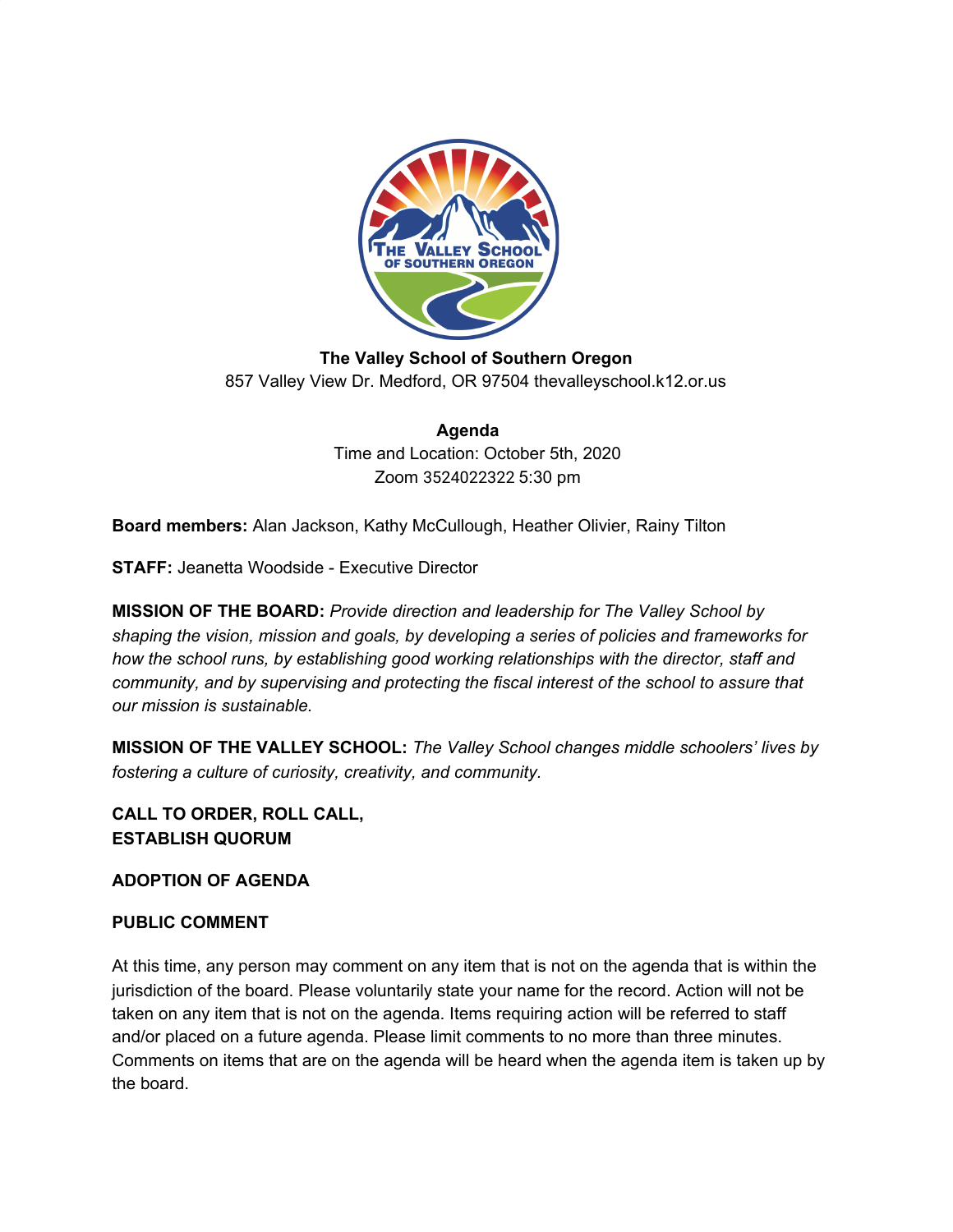**The Valley School of Southern Oregon**
857 Valley View Dr. Medford, OR 97504 thevalleyschool.k12.or.us

**Agenda**
Time and Location: October 5th, 2020
Zoom 3524022322 5:30 pm

**Board members:** Alan Jackson, Kathy McCullough, Heather Olivier, Rainy Tilton

**STAFF:** Jeanetta Woodside - Executive Director

**MISSION OF THE BOARD:** *Provide direction and leadership for The Valley School by shaping the vision, mission and goals, by developing a series of policies and frameworks for how the school runs, by establishing good working relationships with the director, staff and community, and by supervising and protecting the fiscal interest of the school to assure that our mission is sustainable.*

**MISSION OF THE VALLEY SCHOOL:** *The Valley School changes middle schoolers' lives by fostering a culture of curiosity, creativity, and community.*

**CALL TO ORDER, ROLL CALL,**
**ESTABLISH QUORUM**

**ADOPTION OF AGENDA**

**PUBLIC COMMENT**

At this time, any person may comment on any item that is not on the agenda that is within the jurisdiction of the board. Please voluntarily state your name for the record. Action will not be taken on any item that is not on the agenda. Items requiring action will be referred to staff and/or placed on a future agenda. Please limit comments to no more than three minutes. Comments on items that are on the agenda will be heard when the agenda item is taken up by the board.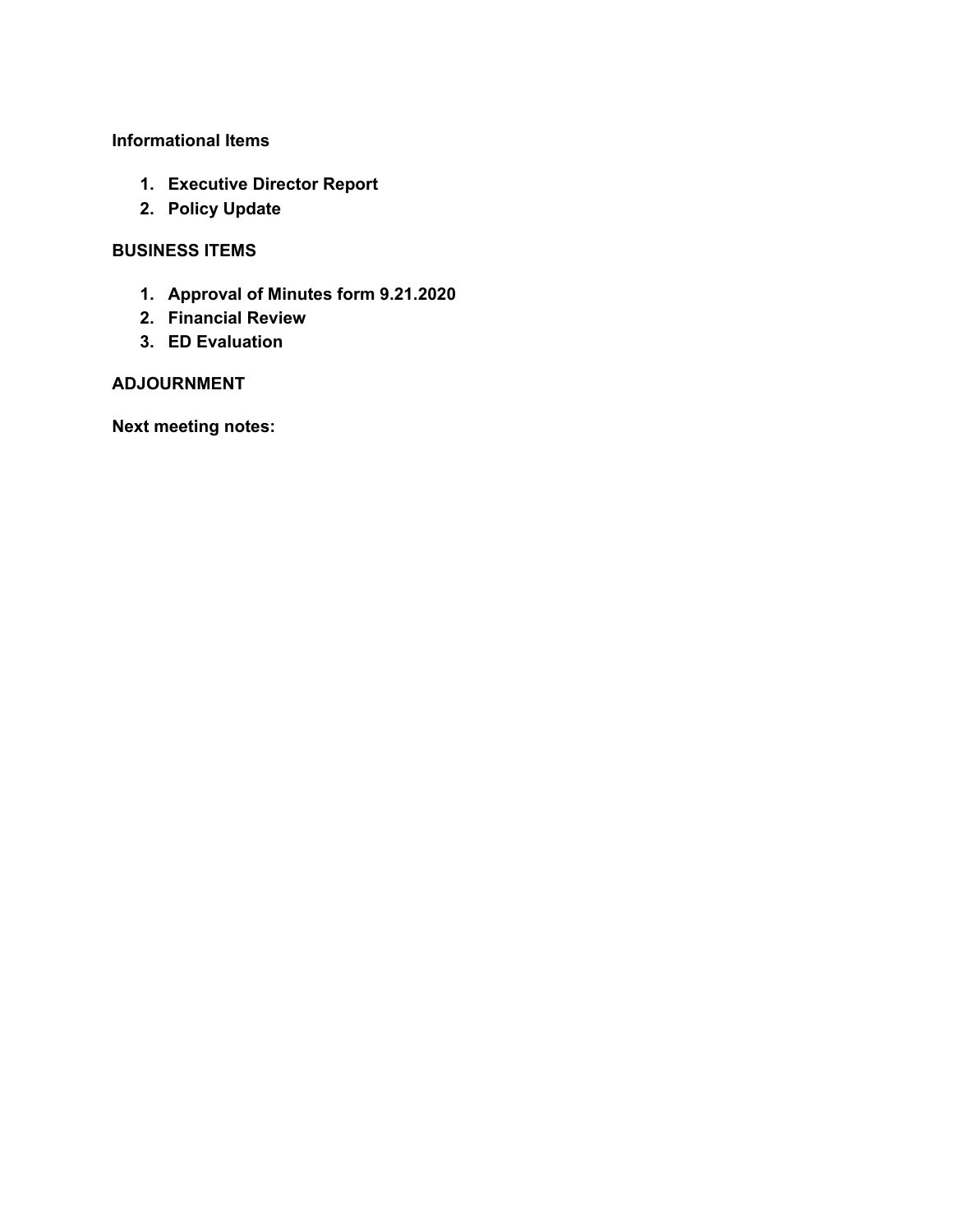**Informational Items**

1. **Executive Director Report**
2. **Policy Update**

**BUSINESS ITEMS**

1. **Approval of Minutes form 9.21.2020**
2. **Financial Review**
3. **ED Evaluation**

**ADJOURNMENT**

**Next meeting notes:**